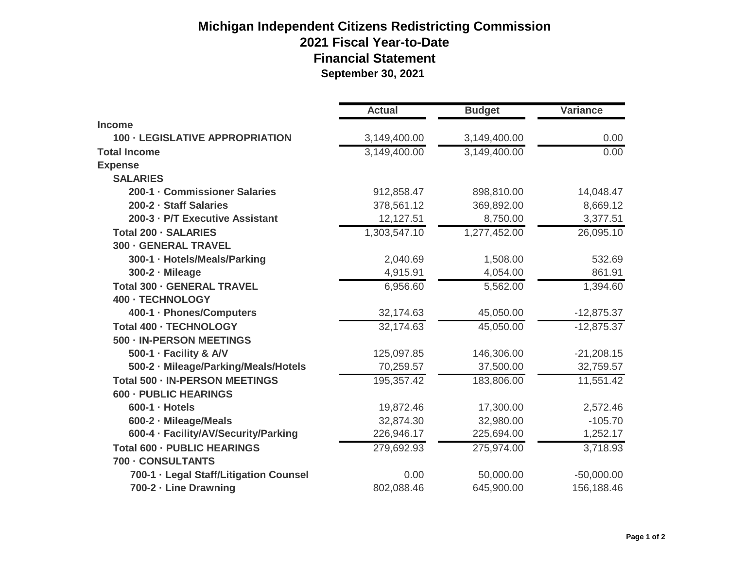# Michigan Independent Citizens Redistricting Commission
## 2021 Fiscal Year-to-Date
## Financial Statement
### September 30, 2021

| | Actual | Budget | Variance |
|---|---|---|---|
| **Income** | | | |
| **100 · LEGISLATIVE APPROPRIATION** | 3,149,400.00 | 3,149,400.00 | 0.00 |
| **Total Income** | 3,149,400.00 | 3,149,400.00 | 0.00 |
| **Expense** | | | |
| **SALARIES** | | | |
| **200-1 · Commissioner Salaries** | 912,858.47 | 898,810.00 | 14,048.47 |
| **200-2 · Staff Salaries** | 378,561.12 | 369,892.00 | 8,669.12 |
| **200-3 · P/T Executive Assistant** | 12,127.51 | 8,750.00 | 3,377.51 |
| **Total 200 · SALARIES** | 1,303,547.10 | 1,277,452.00 | 26,095.10 |
| **300 · GENERAL TRAVEL** | | | |
| **300-1 · Hotels/Meals/Parking** | 2,040.69 | 1,508.00 | 532.69 |
| **300-2 · Mileage** | 4,915.91 | 4,054.00 | 861.91 |
| **Total 300 · GENERAL TRAVEL** | 6,956.60 | 5,562.00 | 1,394.60 |
| **400 · TECHNOLOGY** | | | |
| **400-1 · Phones/Computers** | 32,174.63 | 45,050.00 | -12,875.37 |
| **Total 400 · TECHNOLOGY** | 32,174.63 | 45,050.00 | -12,875.37 |
| **500 · IN-PERSON MEETINGS** | | | |
| **500-1 · Facility & A/V** | 125,097.85 | 146,306.00 | -21,208.15 |
| **500-2 · Mileage/Parking/Meals/Hotels** | 70,259.57 | 37,500.00 | 32,759.57 |
| **Total 500 · IN-PERSON MEETINGS** | 195,357.42 | 183,806.00 | 11,551.42 |
| **600 · PUBLIC HEARINGS** | | | |
| **600-1 · Hotels** | 19,872.46 | 17,300.00 | 2,572.46 |
| **600-2 · Mileage/Meals** | 32,874.30 | 32,980.00 | -105.70 |
| **600-4 · Facility/AV/Security/Parking** | 226,946.17 | 225,694.00 | 1,252.17 |
| **Total 600 · PUBLIC HEARINGS** | 279,692.93 | 275,974.00 | 3,718.93 |
| **700 · CONSULTANTS** | | | |
| **700-1 · Legal Staff/Litigation Counsel** | 0.00 | 50,000.00 | -50,000.00 |
| **700-2 · Line Drawning** | 802,088.46 | 645,900.00 | 156,188.46 |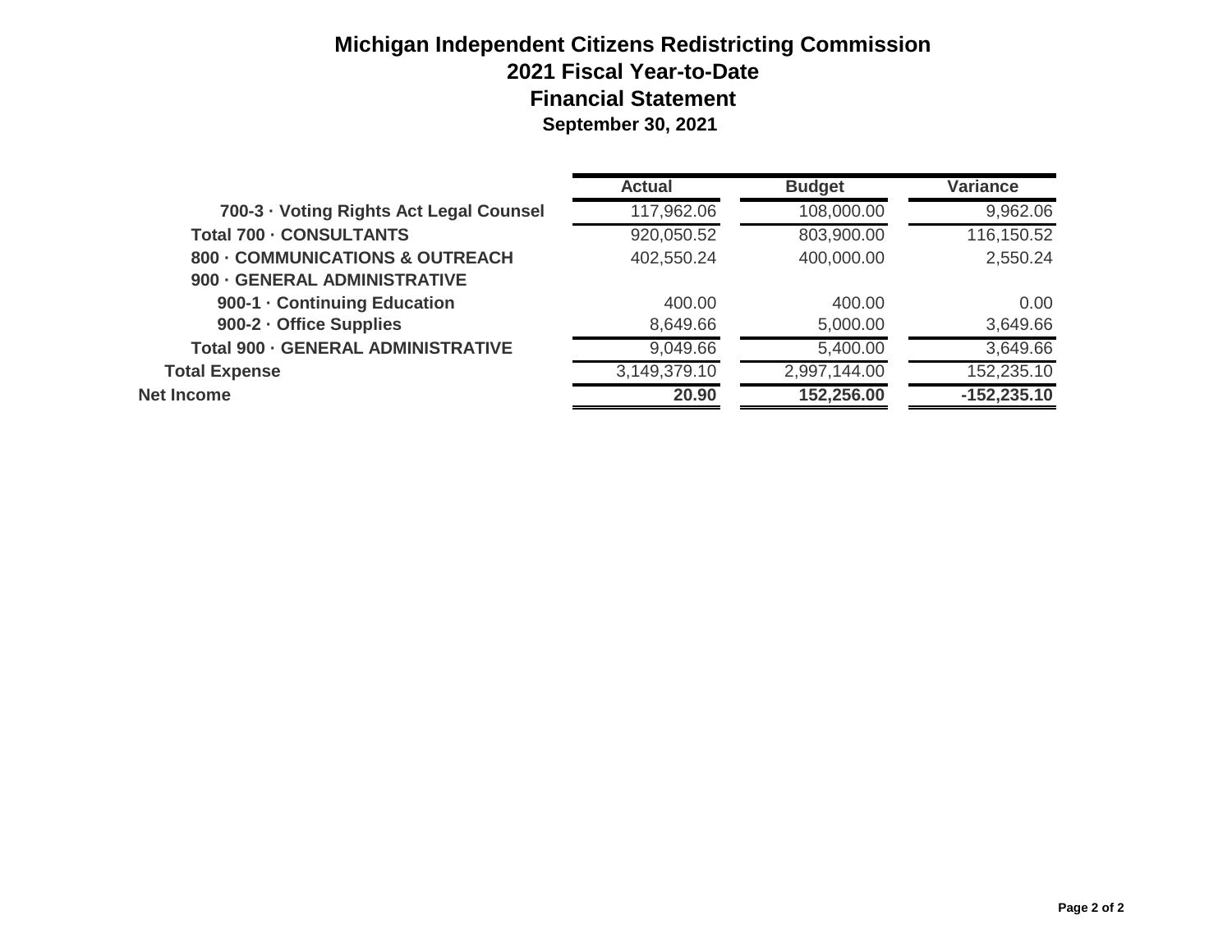# Michigan Independent Citizens Redistricting Commission
## 2021 Fiscal Year-to-Date
## Financial Statement
### September 30, 2021

| | Actual | Budget | Variance |
|---|---|---|---|
| 700-3 · Voting Rights Act Legal Counsel | 117,962.06 | 108,000.00 | 9,962.06 |
| **Total 700 · CONSULTANTS** | 920,050.52 | 803,900.00 | 116,150.52 |
| **800 · COMMUNICATIONS & OUTREACH** | 402,550.24 | 400,000.00 | 2,550.24 |
| **900 · GENERAL ADMINISTRATIVE** | | | |
| 900-1 · Continuing Education | 400.00 | 400.00 | 0.00 |
| 900-2 · Office Supplies | 8,649.66 | 5,000.00 | 3,649.66 |
| **Total 900 · GENERAL ADMINISTRATIVE** | 9,049.66 | 5,400.00 | 3,649.66 |
| **Total Expense** | 3,149,379.10 | 2,997,144.00 | 152,235.10 |
| **Net Income** | **20.90** | **152,256.00** | **-152,235.10** |